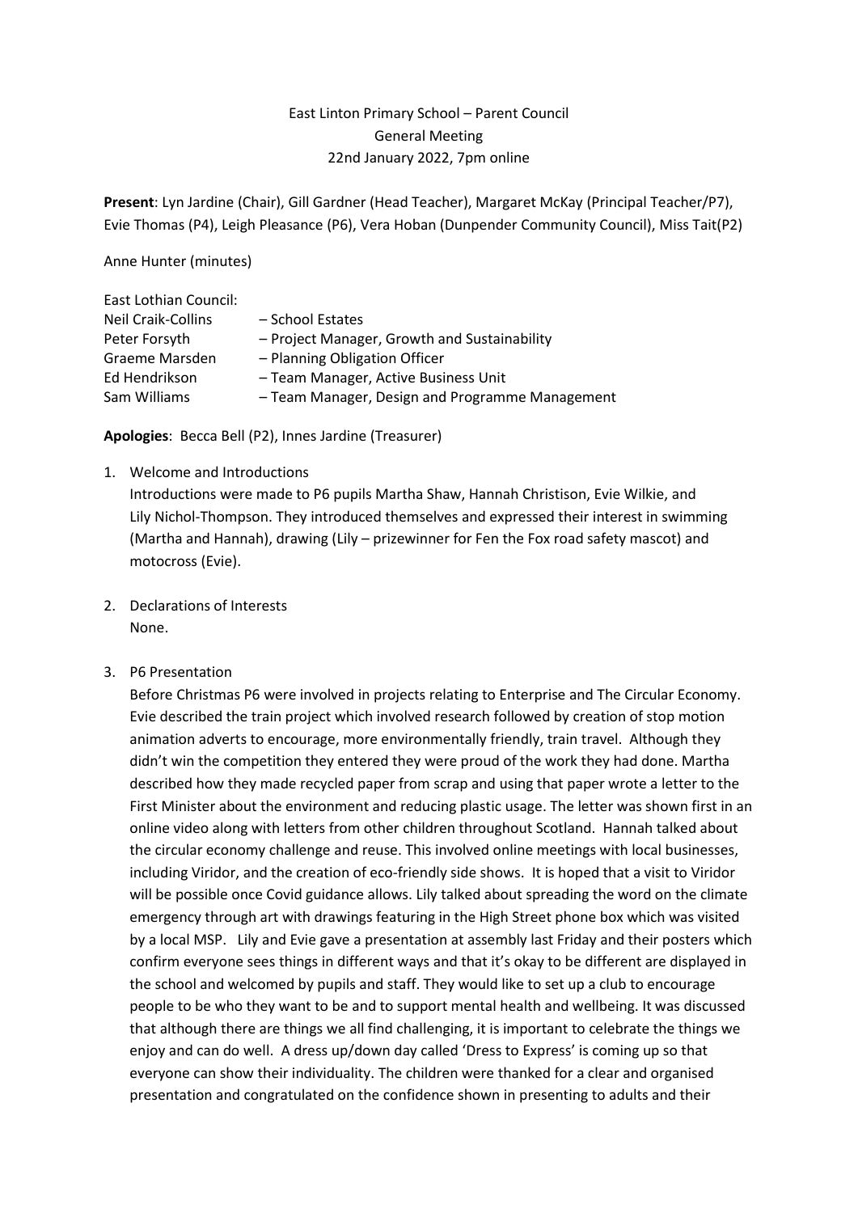East Linton Primary School – Parent Council
General Meeting
22nd January 2022, 7pm online

**Present**: Lyn Jardine (Chair), Gill Gardner (Head Teacher), Margaret McKay (Principal Teacher/P7), Evie Thomas (P4), Leigh Pleasance (P6), Vera Hoban (Dunpender Community Council), Miss Tait(P2)

Anne Hunter (minutes)

East Lothian Council:

| | |
|---|---|
| Neil Craik-Collins | – School Estates |
| Peter Forsyth | – Project Manager, Growth and Sustainability |
| Graeme Marsden | – Planning Obligation Officer |
| Ed Hendrikson | – Team Manager, Active Business Unit |
| Sam Williams | – Team Manager, Design and Programme Management |

**Apologies**: Becca Bell (P2), Innes Jardine (Treasurer)

1. Welcome and Introductions
   Introductions were made to P6 pupils Martha Shaw, Hannah Christison, Evie Wilkie, and Lily Nichol-Thompson. They introduced themselves and expressed their interest in swimming (Martha and Hannah), drawing (Lily – prizewinner for Fen the Fox road safety mascot) and motocross (Evie).

2. Declarations of Interests
   None.

3. P6 Presentation
   Before Christmas P6 were involved in projects relating to Enterprise and The Circular Economy. Evie described the train project which involved research followed by creation of stop motion animation adverts to encourage, more environmentally friendly, train travel. Although they didn't win the competition they entered they were proud of the work they had done. Martha described how they made recycled paper from scrap and using that paper wrote a letter to the First Minister about the environment and reducing plastic usage. The letter was shown first in an online video along with letters from other children throughout Scotland. Hannah talked about the circular economy challenge and reuse. This involved online meetings with local businesses, including Viridor, and the creation of eco-friendly side shows. It is hoped that a visit to Viridor will be possible once Covid guidance allows. Lily talked about spreading the word on the climate emergency through art with drawings featuring in the High Street phone box which was visited by a local MSP. Lily and Evie gave a presentation at assembly last Friday and their posters which confirm everyone sees things in different ways and that it's okay to be different are displayed in the school and welcomed by pupils and staff. They would like to set up a club to encourage people to be who they want to be and to support mental health and wellbeing. It was discussed that although there are things we all find challenging, it is important to celebrate the things we enjoy and can do well. A dress up/down day called 'Dress to Express' is coming up so that everyone can show their individuality. The children were thanked for a clear and organised presentation and congratulated on the confidence shown in presenting to adults and their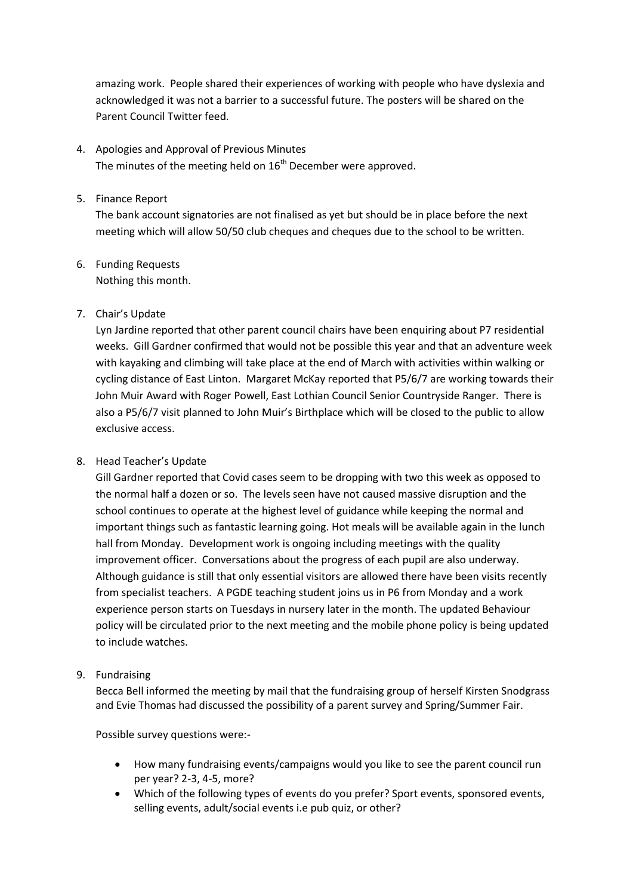amazing work. People shared their experiences of working with people who have dyslexia and acknowledged it was not a barrier to a successful future. The posters will be shared on the Parent Council Twitter feed.

4. Apologies and Approval of Previous Minutes
   The minutes of the meeting held on 16th December were approved.

5. Finance Report
   The bank account signatories are not finalised as yet but should be in place before the next meeting which will allow 50/50 club cheques and cheques due to the school to be written.

6. Funding Requests
   Nothing this month.

7. Chair's Update
   Lyn Jardine reported that other parent council chairs have been enquiring about P7 residential weeks. Gill Gardner confirmed that would not be possible this year and that an adventure week with kayaking and climbing will take place at the end of March with activities within walking or cycling distance of East Linton. Margaret McKay reported that P5/6/7 are working towards their John Muir Award with Roger Powell, East Lothian Council Senior Countryside Ranger. There is also a P5/6/7 visit planned to John Muir's Birthplace which will be closed to the public to allow exclusive access.

8. Head Teacher's Update
   Gill Gardner reported that Covid cases seem to be dropping with two this week as opposed to the normal half a dozen or so. The levels seen have not caused massive disruption and the school continues to operate at the highest level of guidance while keeping the normal and important things such as fantastic learning going. Hot meals will be available again in the lunch hall from Monday. Development work is ongoing including meetings with the quality improvement officer. Conversations about the progress of each pupil are also underway. Although guidance is still that only essential visitors are allowed there have been visits recently from specialist teachers. A PGDE teaching student joins us in P6 from Monday and a work experience person starts on Tuesdays in nursery later in the month. The updated Behaviour policy will be circulated prior to the next meeting and the mobile phone policy is being updated to include watches.

9. Fundraising
   Becca Bell informed the meeting by mail that the fundraising group of herself Kirsten Snodgrass and Evie Thomas had discussed the possibility of a parent survey and Spring/Summer Fair.

   Possible survey questions were:-

   - How many fundraising events/campaigns would you like to see the parent council run per year? 2-3, 4-5, more?
   - Which of the following types of events do you prefer? Sport events, sponsored events, selling events, adult/social events i.e pub quiz, or other?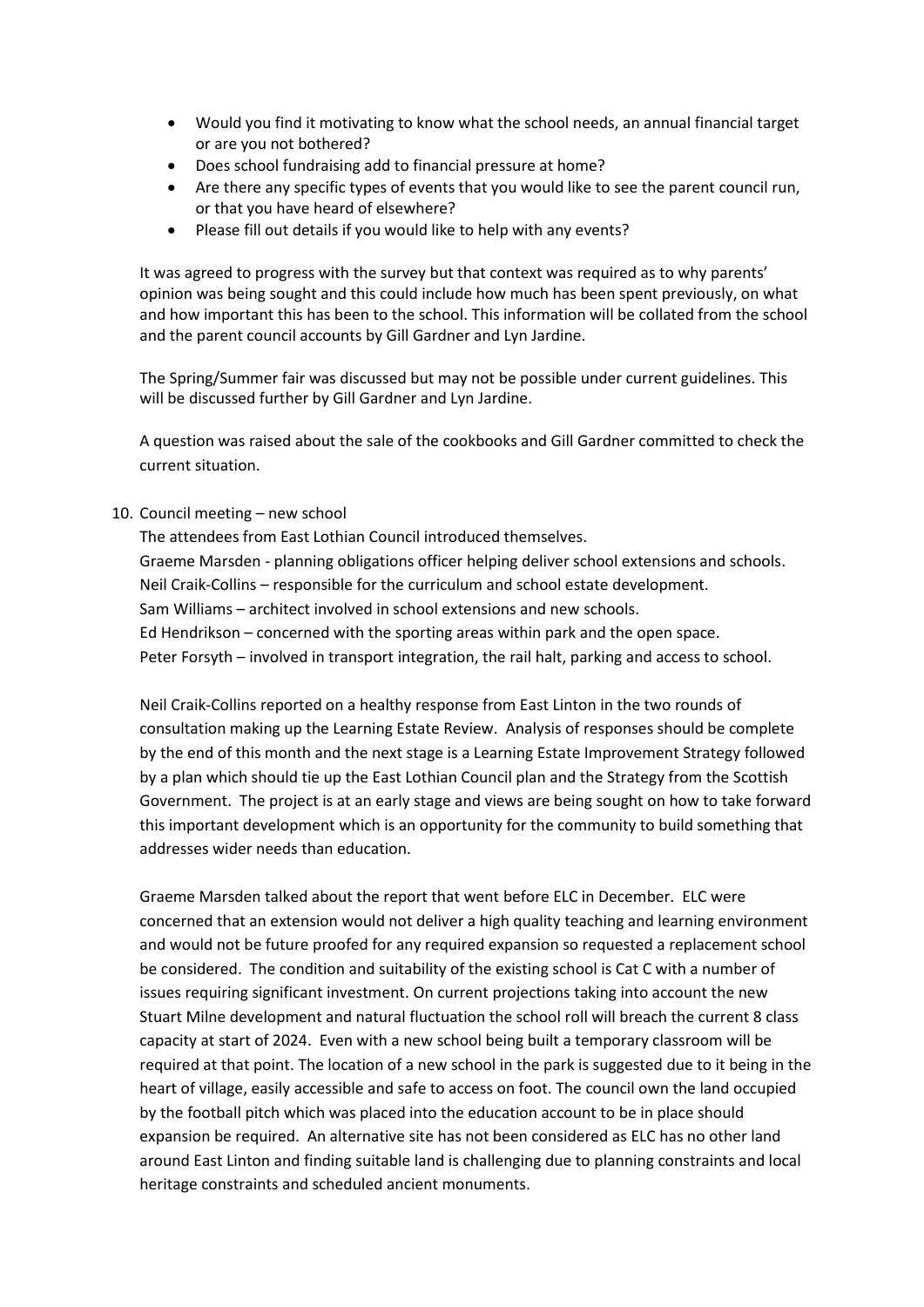- Would you find it motivating to know what the school needs, an annual financial target or are you not bothered?
- Does school fundraising add to financial pressure at home?
- Are there any specific types of events that you would like to see the parent council run, or that you have heard of elsewhere?
- Please fill out details if you would like to help with any events?

It was agreed to progress with the survey but that context was required as to why parents' opinion was being sought and this could include how much has been spent previously, on what and how important this has been to the school. This information will be collated from the school and the parent council accounts by Gill Gardner and Lyn Jardine.

The Spring/Summer fair was discussed but may not be possible under current guidelines. This will be discussed further by Gill Gardner and Lyn Jardine.

A question was raised about the sale of the cookbooks and Gill Gardner committed to check the current situation.

10. Council meeting – new school

The attendees from East Lothian Council introduced themselves.
Graeme Marsden - planning obligations officer helping deliver school extensions and schools.
Neil Craik-Collins – responsible for the curriculum and school estate development.
Sam Williams – architect involved in school extensions and new schools.
Ed Hendrikson – concerned with the sporting areas within park and the open space.
Peter Forsyth – involved in transport integration, the rail halt, parking and access to school.

Neil Craik-Collins reported on a healthy response from East Linton in the two rounds of consultation making up the Learning Estate Review. Analysis of responses should be complete by the end of this month and the next stage is a Learning Estate Improvement Strategy followed by a plan which should tie up the East Lothian Council plan and the Strategy from the Scottish Government. The project is at an early stage and views are being sought on how to take forward this important development which is an opportunity for the community to build something that addresses wider needs than education.

Graeme Marsden talked about the report that went before ELC in December. ELC were concerned that an extension would not deliver a high quality teaching and learning environment and would not be future proofed for any required expansion so requested a replacement school be considered. The condition and suitability of the existing school is Cat C with a number of issues requiring significant investment. On current projections taking into account the new Stuart Milne development and natural fluctuation the school roll will breach the current 8 class capacity at start of 2024. Even with a new school being built a temporary classroom will be required at that point. The location of a new school in the park is suggested due to it being in the heart of village, easily accessible and safe to access on foot. The council own the land occupied by the football pitch which was placed into the education account to be in place should expansion be required. An alternative site has not been considered as ELC has no other land around East Linton and finding suitable land is challenging due to planning constraints and local heritage constraints and scheduled ancient monuments.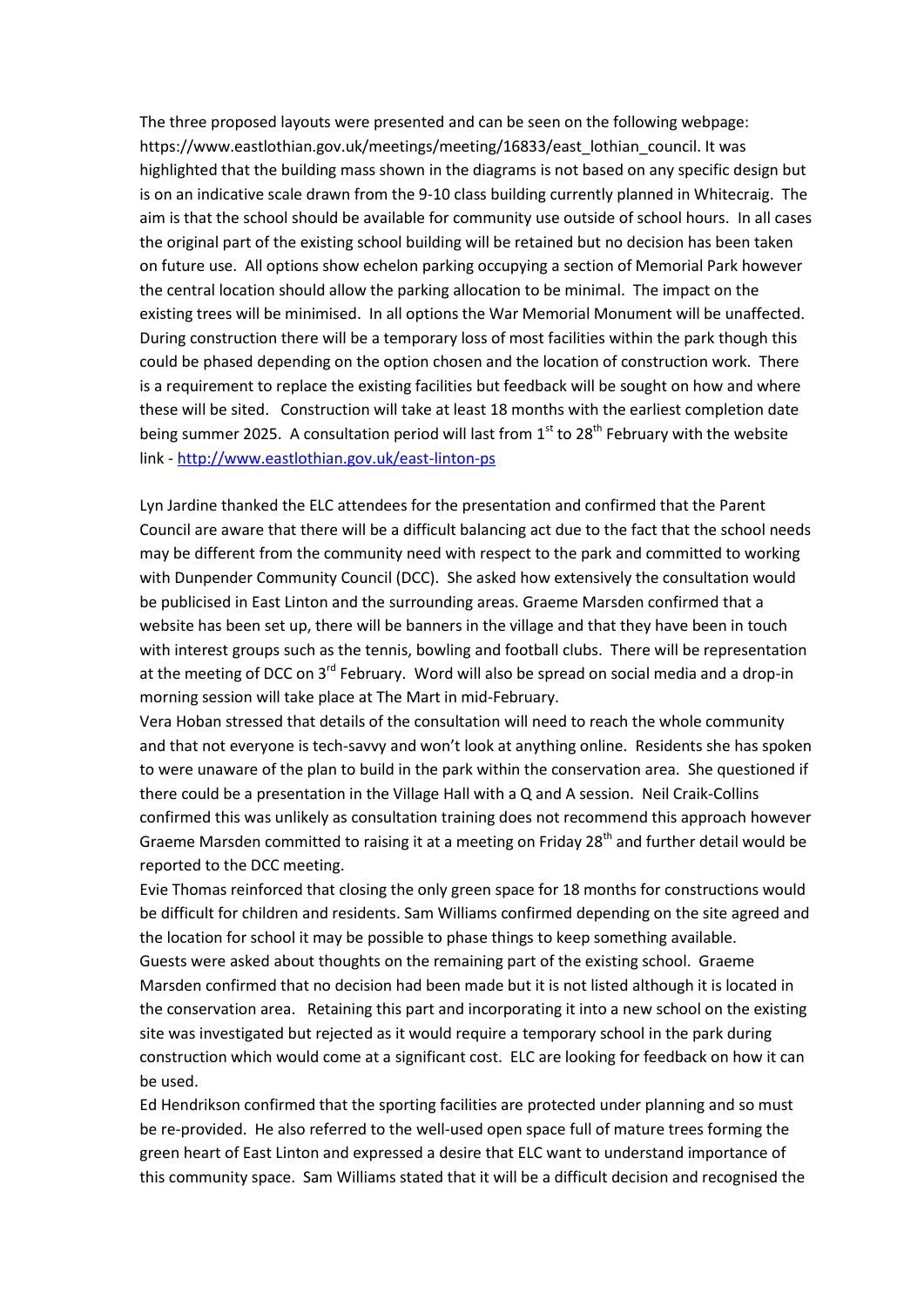The three proposed layouts were presented and can be seen on the following webpage: https://www.eastlothian.gov.uk/meetings/meeting/16833/east_lothian_council. It was highlighted that the building mass shown in the diagrams is not based on any specific design but is on an indicative scale drawn from the 9-10 class building currently planned in Whitecraig. The aim is that the school should be available for community use outside of school hours. In all cases the original part of the existing school building will be retained but no decision has been taken on future use. All options show echelon parking occupying a section of Memorial Park however the central location should allow the parking allocation to be minimal. The impact on the existing trees will be minimised. In all options the War Memorial Monument will be unaffected. During construction there will be a temporary loss of most facilities within the park though this could be phased depending on the option chosen and the location of construction work. There is a requirement to replace the existing facilities but feedback will be sought on how and where these will be sited. Construction will take at least 18 months with the earliest completion date being summer 2025. A consultation period will last from 1st to 28th February with the website link - http://www.eastlothian.gov.uk/east-linton-ps

Lyn Jardine thanked the ELC attendees for the presentation and confirmed that the Parent Council are aware that there will be a difficult balancing act due to the fact that the school needs may be different from the community need with respect to the park and committed to working with Dunpender Community Council (DCC). She asked how extensively the consultation would be publicised in East Linton and the surrounding areas. Graeme Marsden confirmed that a website has been set up, there will be banners in the village and that they have been in touch with interest groups such as the tennis, bowling and football clubs. There will be representation at the meeting of DCC on 3rd February. Word will also be spread on social media and a drop-in morning session will take place at The Mart in mid-February.

Vera Hoban stressed that details of the consultation will need to reach the whole community and that not everyone is tech-savvy and won't look at anything online. Residents she has spoken to were unaware of the plan to build in the park within the conservation area. She questioned if there could be a presentation in the Village Hall with a Q and A session. Neil Craik-Collins confirmed this was unlikely as consultation training does not recommend this approach however Graeme Marsden committed to raising it at a meeting on Friday 28th and further detail would be reported to the DCC meeting.

Evie Thomas reinforced that closing the only green space for 18 months for constructions would be difficult for children and residents. Sam Williams confirmed depending on the site agreed and the location for school it may be possible to phase things to keep something available.

Guests were asked about thoughts on the remaining part of the existing school. Graeme Marsden confirmed that no decision had been made but it is not listed although it is located in the conservation area. Retaining this part and incorporating it into a new school on the existing site was investigated but rejected as it would require a temporary school in the park during construction which would come at a significant cost. ELC are looking for feedback on how it can be used.

Ed Hendrikson confirmed that the sporting facilities are protected under planning and so must be re-provided. He also referred to the well-used open space full of mature trees forming the green heart of East Linton and expressed a desire that ELC want to understand importance of this community space. Sam Williams stated that it will be a difficult decision and recognised the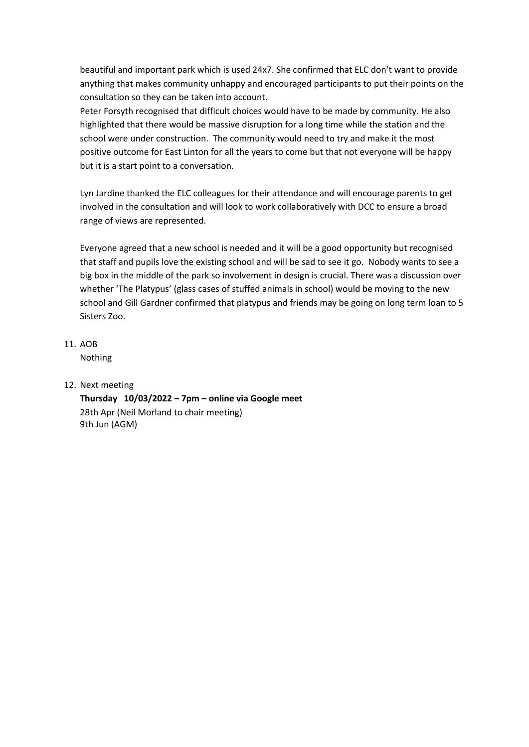beautiful and important park which is used 24x7. She confirmed that ELC don't want to provide anything that makes community unhappy and encouraged participants to put their points on the consultation so they can be taken into account.
Peter Forsyth recognised that difficult choices would have to be made by community. He also highlighted that there would be massive disruption for a long time while the station and the school were under construction. The community would need to try and make it the most positive outcome for East Linton for all the years to come but that not everyone will be happy but it is a start point to a conversation.

Lyn Jardine thanked the ELC colleagues for their attendance and will encourage parents to get involved in the consultation and will look to work collaboratively with DCC to ensure a broad range of views are represented.

Everyone agreed that a new school is needed and it will be a good opportunity but recognised that staff and pupils love the existing school and will be sad to see it go. Nobody wants to see a big box in the middle of the park so involvement in design is crucial. There was a discussion over whether 'The Platypus' (glass cases of stuffed animals in school) would be moving to the new school and Gill Gardner confirmed that platypus and friends may be going on long term loan to 5 Sisters Zoo.

11. AOB
    Nothing

12. Next meeting
    **Thursday 10/03/2022 – 7pm – online via Google meet**
    28th Apr (Neil Morland to chair meeting)
    9th Jun (AGM)